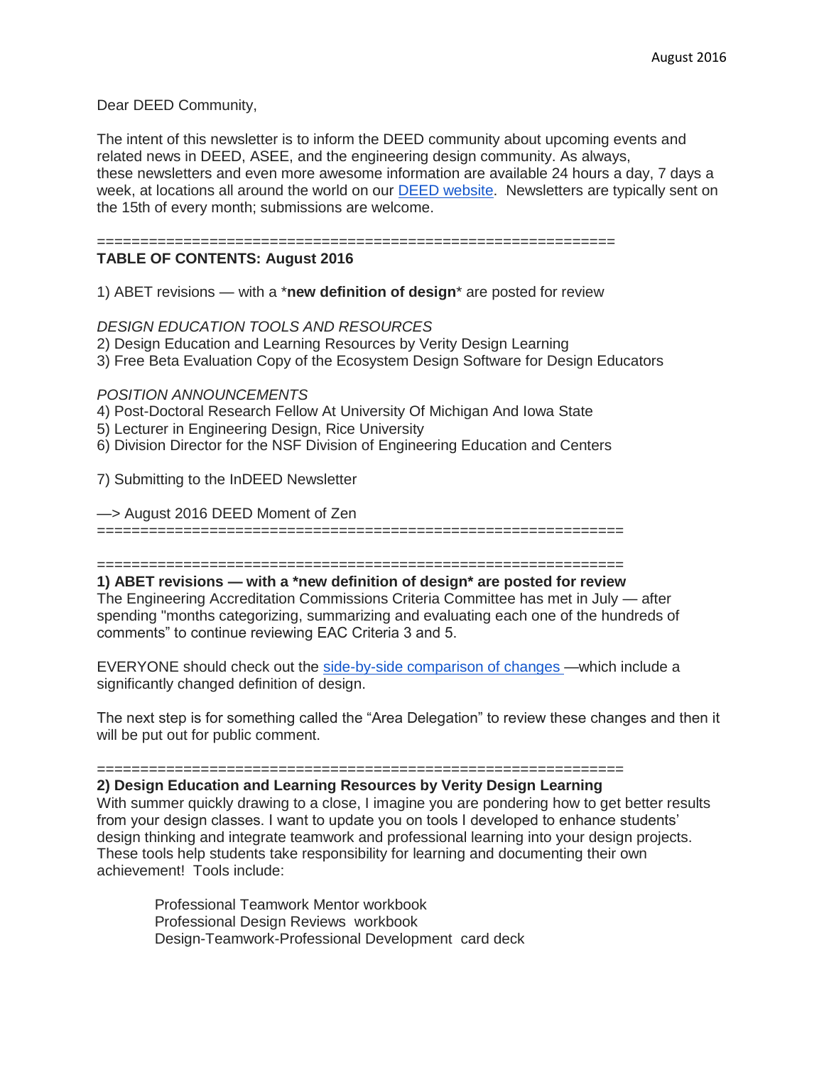August 2016

Dear DEED Community,

The intent of this newsletter is to inform the DEED community about upcoming events and related news in DEED, ASEE, and the engineering design community. As always, these newsletters and even more awesome information are available 24 hours a day, 7 days a week, at locations all around the world on our DEED website. Newsletters are typically sent on the 15th of every month; submissions are welcome.

============================================================

**TABLE OF CONTENTS: August 2016**

1) ABET revisions — with a *​**new definition of design**​* are posted for review

*DESIGN EDUCATION TOOLS AND RESOURCES*

2) Design Education and Learning Resources by Verity Design Learning
3) Free Beta Evaluation Copy of the Ecosystem Design Software for Design Educators

*POSITION ANNOUNCEMENTS*

4) Post-Doctoral Research Fellow At University Of Michigan And Iowa State
5) Lecturer in Engineering Design, Rice University
6) Division Director for the NSF Division of Engineering Education and Centers

7) Submitting to the InDEED Newsletter

—> August 2016 DEED Moment of Zen

============================================================

============================================================

**1) ABET revisions — with a *new definition of design* are posted for review**

The Engineering Accreditation Commissions Criteria Committee has met in July — after spending "months categorizing, summarizing and evaluating each one of the hundreds of comments" to continue reviewing EAC Criteria 3 and 5.

EVERYONE should check out the side-by-side comparison of changes —which include a significantly changed definition of design.

The next step is for something called the "Area Delegation" to review these changes and then it will be put out for public comment.

============================================================

**2) Design Education and Learning Resources by Verity Design Learning**

With summer quickly drawing to a close, I imagine you are pondering how to get better results from your design classes. I want to update you on tools I developed to enhance students' design thinking and integrate teamwork and professional learning into your design projects. These tools help students take responsibility for learning and documenting their own achievement! Tools include:

Professional Teamwork Mentor workbook
Professional Design Reviews workbook
Design-Teamwork-Professional Development card deck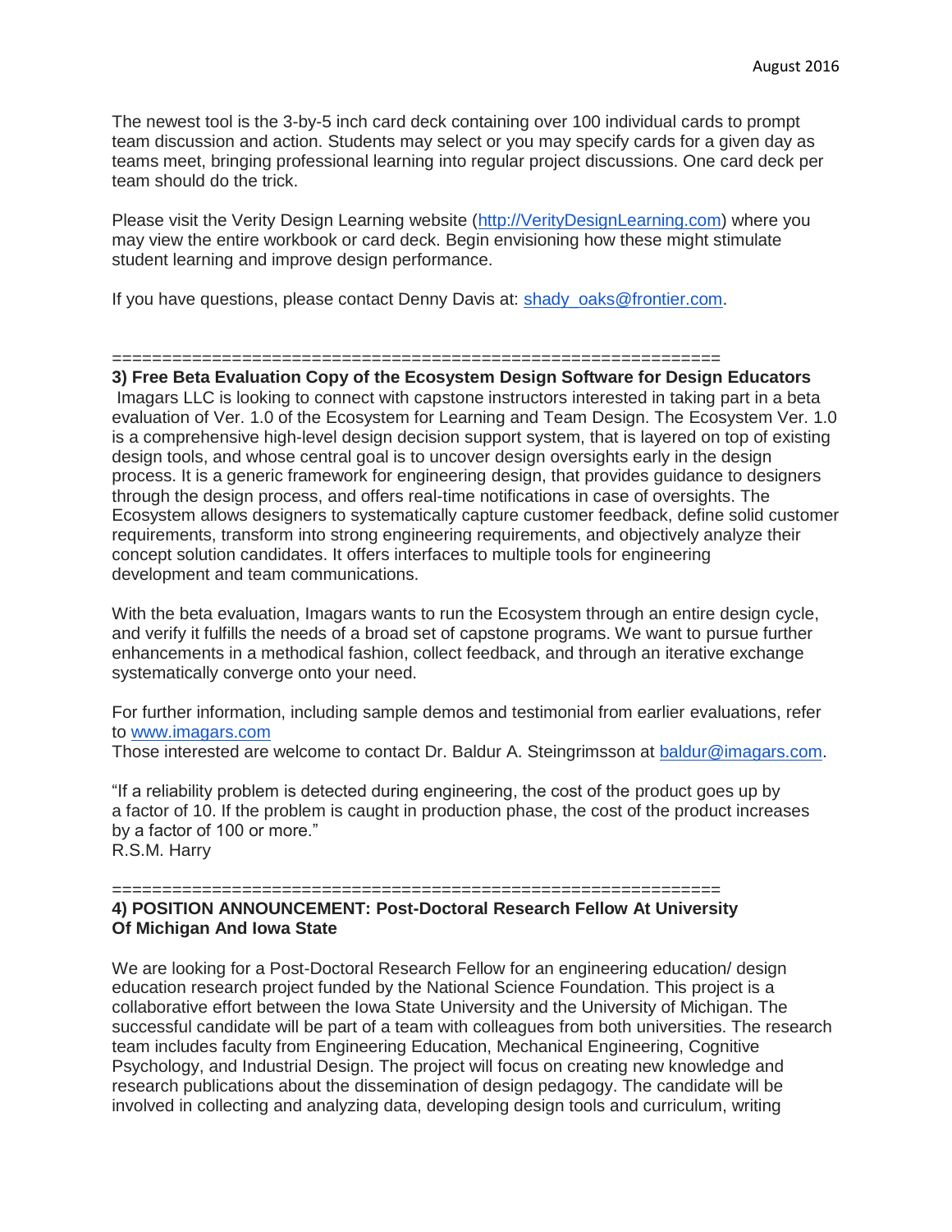The newest tool is the 3-by-5 inch card deck containing over 100 individual cards to prompt team discussion and action. Students may select or you may specify cards for a given day as teams meet, bringing professional learning into regular project discussions. One card deck per team should do the trick.

Please visit the Verity Design Learning website (http://VerityDesignLearning.com) where you may view the entire workbook or card deck. Begin envisioning how these might stimulate student learning and improve design performance.

If you have questions, please contact Denny Davis at: shady_oaks@frontier.com.

============================================================

**3) Free Beta Evaluation Copy of the Ecosystem Design Software for Design Educators**

Imagars LLC is looking to connect with capstone instructors interested in taking part in a beta evaluation of Ver. 1.0 of the Ecosystem for Learning and Team Design. The Ecosystem Ver. 1.0 is a comprehensive high-level design decision support system, that is layered on top of existing design tools, and whose central goal is to uncover design oversights early in the design process. It is a generic framework for engineering design, that provides guidance to designers through the design process, and offers real-time notifications in case of oversights. The Ecosystem allows designers to systematically capture customer feedback, define solid customer requirements, transform into strong engineering requirements, and objectively analyze their concept solution candidates. It offers interfaces to multiple tools for engineering development and team communications.

With the beta evaluation, Imagars wants to run the Ecosystem through an entire design cycle, and verify it fulfills the needs of a broad set of capstone programs. We want to pursue further enhancements in a methodical fashion, collect feedback, and through an iterative exchange systematically converge onto your need.

For further information, including sample demos and testimonial from earlier evaluations, refer to www.imagars.com
Those interested are welcome to contact Dr. Baldur A. Steingrimsson at baldur@imagars.com.

"If a reliability problem is detected during engineering, the cost of the product goes up by a factor of 10. If the problem is caught in production phase, the cost of the product increases by a factor of 100 or more."
R.S.M. Harry

============================================================

**4) POSITION ANNOUNCEMENT: Post-Doctoral Research Fellow At University Of Michigan And Iowa State**

We are looking for a Post-Doctoral Research Fellow for an engineering education/ design education research project funded by the National Science Foundation. This project is a collaborative effort between the Iowa State University and the University of Michigan. The successful candidate will be part of a team with colleagues from both universities. The research team includes faculty from Engineering Education, Mechanical Engineering, Cognitive Psychology, and Industrial Design. The project will focus on creating new knowledge and research publications about the dissemination of design pedagogy. The candidate will be involved in collecting and analyzing data, developing design tools and curriculum, writing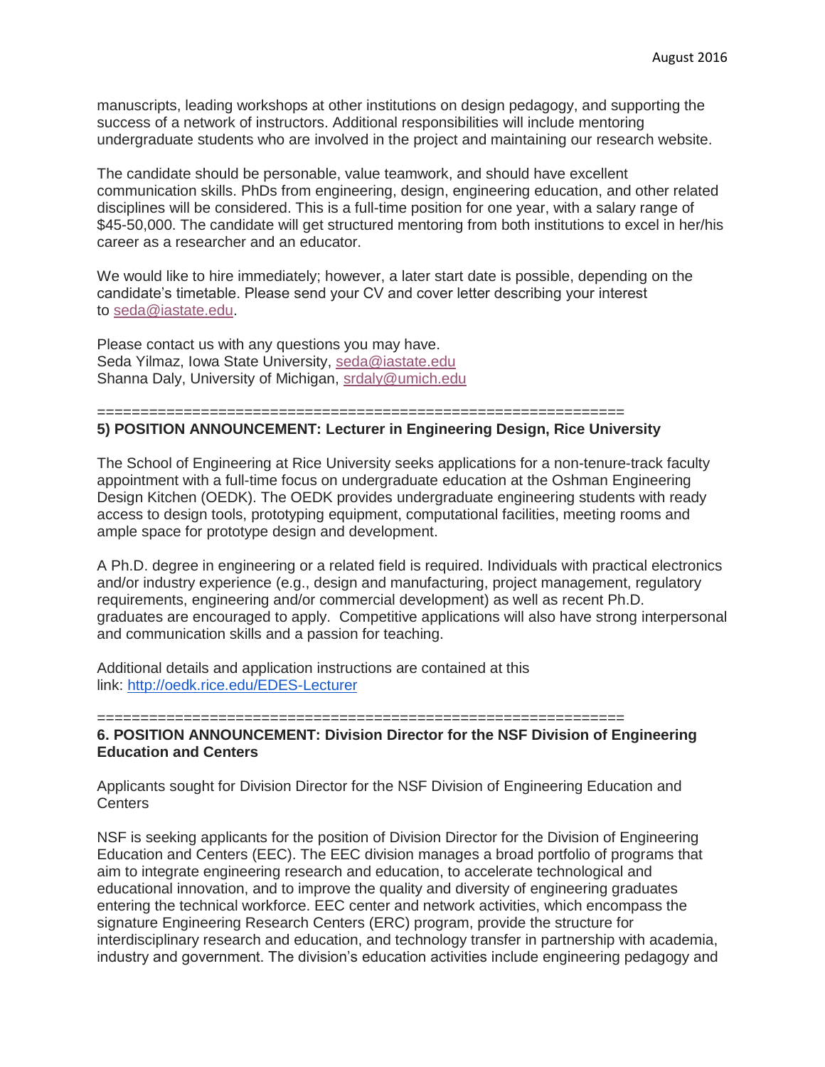manuscripts, leading workshops at other institutions on design pedagogy, and supporting the success of a network of instructors. Additional responsibilities will include mentoring undergraduate students who are involved in the project and maintaining our research website.

The candidate should be personable, value teamwork, and should have excellent communication skills. PhDs from engineering, design, engineering education, and other related disciplines will be considered. This is a full-time position for one year, with a salary range of $45-50,000. The candidate will get structured mentoring from both institutions to excel in her/his career as a researcher and an educator.

We would like to hire immediately; however, a later start date is possible, depending on the candidate's timetable. Please send your CV and cover letter describing your interest to seda@iastate.edu.

Please contact us with any questions you may have.
Seda Yilmaz, Iowa State University, seda@iastate.edu
Shanna Daly, University of Michigan, srdaly@umich.edu

==============================================================

**5) POSITION ANNOUNCEMENT: Lecturer in Engineering Design, Rice University**

The School of Engineering at Rice University seeks applications for a non-tenure-track faculty appointment with a full-time focus on undergraduate education at the Oshman Engineering Design Kitchen (OEDK). The OEDK provides undergraduate engineering students with ready access to design tools, prototyping equipment, computational facilities, meeting rooms and ample space for prototype design and development.

A Ph.D. degree in engineering or a related field is required. Individuals with practical electronics and/or industry experience (e.g., design and manufacturing, project management, regulatory requirements, engineering and/or commercial development) as well as recent Ph.D. graduates are encouraged to apply. Competitive applications will also have strong interpersonal and communication skills and a passion for teaching.

Additional details and application instructions are contained at this link: http://oedk.rice.edu/EDES-Lecturer

==============================================================

**6. POSITION ANNOUNCEMENT: Division Director for the NSF Division of Engineering Education and Centers**

Applicants sought for Division Director for the NSF Division of Engineering Education and Centers

NSF is seeking applicants for the position of Division Director for the Division of Engineering Education and Centers (EEC). The EEC division manages a broad portfolio of programs that aim to integrate engineering research and education, to accelerate technological and educational innovation, and to improve the quality and diversity of engineering graduates entering the technical workforce. EEC center and network activities, which encompass the signature Engineering Research Centers (ERC) program, provide the structure for interdisciplinary research and education, and technology transfer in partnership with academia, industry and government. The division's education activities include engineering pedagogy and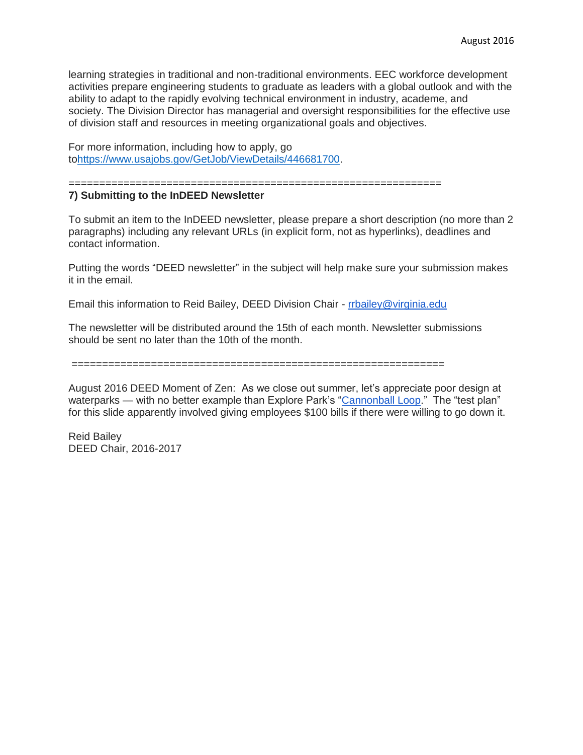learning strategies in traditional and non-traditional environments. EEC workforce development activities prepare engineering students to graduate as leaders with a global outlook and with the ability to adapt to the rapidly evolving technical environment in industry, academe, and society. The Division Director has managerial and oversight responsibilities for the effective use of division staff and resources in meeting organizational goals and objectives.

For more information, including how to apply, go tohttps://www.usajobs.gov/GetJob/ViewDetails/446681700.

============================================================

**7) Submitting to the InDEED Newsletter**

To submit an item to the InDEED newsletter, please prepare a short description (no more than 2 paragraphs) including any relevant URLs (in explicit form, not as hyperlinks), deadlines and contact information.

Putting the words "DEED newsletter" in the subject will help make sure your submission makes it in the email.

Email this information to Reid Bailey, DEED Division Chair - rrbailey@virginia.edu

The newsletter will be distributed around the 15th of each month. Newsletter submissions should be sent no later than the 10th of the month.

============================================================

August 2016 DEED Moment of Zen: As we close out summer, let's appreciate poor design at waterparks — with no better example than Explore Park's "Cannonball Loop." The "test plan" for this slide apparently involved giving employees $100 bills if there were willing to go down it.

Reid Bailey
DEED Chair, 2016-2017